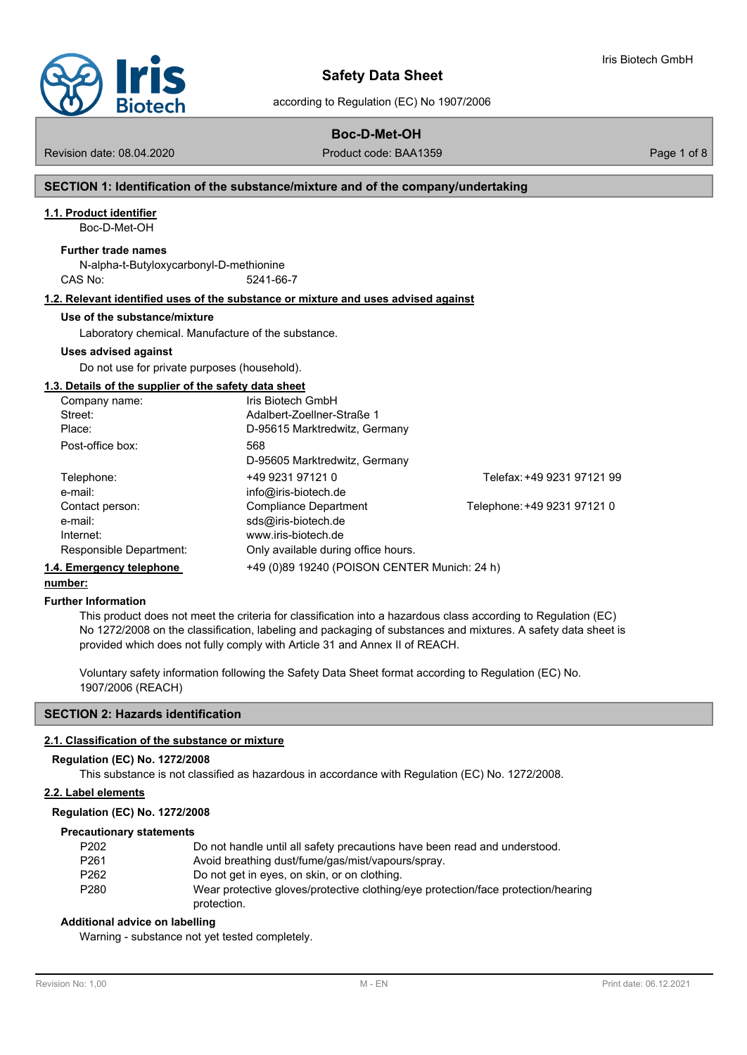# Safety Data Sheet

according to Regulation (EC) No 1907/2006

## Boc-D-Met-OH

Revision date: 08.04.2020 | Product code: BAA1359

## SECTION 1: Identification of the substance/mixture and of the company/undertaking

### 1.1. Product identifier

Boc-D-Met-OH

**Further trade names**

N-alpha-t-Butyloxycarbonyl-D-methionine

CAS No: 5241-66-7

### 1.2. Relevant identified uses of the substance or mixture and uses advised against

**Use of the substance/mixture**

Laboratory chemical. Manufacture of the substance.

**Uses advised against**

Do not use for private purposes (household).

### 1.3. Details of the supplier of the safety data sheet

| | | |
|---|---|---|
| Company name: | Iris Biotech GmbH | |
| Street: | Adalbert-Zoellner-Straße 1 | |
| Place: | D-95615 Marktredwitz, Germany | |
| Post-office box: | 568<br>D-95605 Marktredwitz, Germany | |
| Telephone: | +49 9231 97121 0 | Telefax: +49 9231 97121 99 |
| e-mail: | info@iris-biotech.de | |
| Contact person: | Compliance Department | Telephone: +49 9231 97121 0 |
| e-mail: | sds@iris-biotech.de | |
| Internet: | www.iris-biotech.de | |
| Responsible Department: | Only available during office hours. | |

### 1.4. Emergency telephone number:

+49 (0)89 19240 (POISON CENTER Munich: 24 h)

**Further Information**

This product does not meet the criteria for classification into a hazardous class according to Regulation (EC) No 1272/2008 on the classification, labeling and packaging of substances and mixtures. A safety data sheet is provided which does not fully comply with Article 31 and Annex II of REACH.

Voluntary safety information following the Safety Data Sheet format according to Regulation (EC) No. 1907/2006 (REACH)

## SECTION 2: Hazards identification

### 2.1. Classification of the substance or mixture

**Regulation (EC) No. 1272/2008**

This substance is not classified as hazardous in accordance with Regulation (EC) No. 1272/2008.

### 2.2. Label elements

**Regulation (EC) No. 1272/2008**

**Precautionary statements**

| | |
|---|---|
| P202 | Do not handle until all safety precautions have been read and understood. |
| P261 | Avoid breathing dust/fume/gas/mist/vapours/spray. |
| P262 | Do not get in eyes, on skin, or on clothing. |
| P280 | Wear protective gloves/protective clothing/eye protection/face protection/hearing protection. |

**Additional advice on labelling**

Warning - substance not yet tested completely.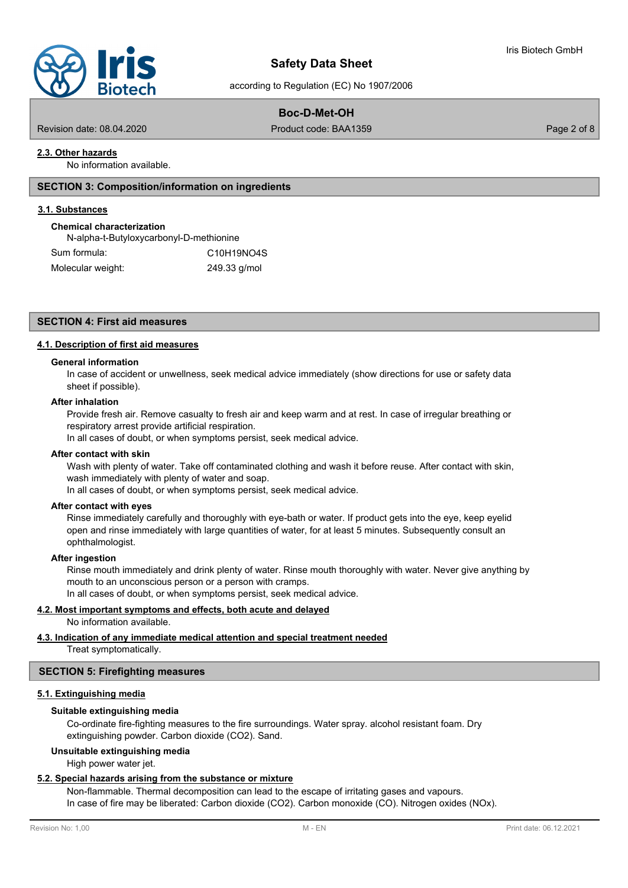### 2.3. Other hazards

No information available.

## SECTION 3: Composition/information on ingredients

### 3.1. Substances

**Chemical characterization**

N-alpha-t-Butyloxycarbonyl-D-methionine

| | |
|---|---|
| Sum formula: | $C_{10}H_{19}NO_4S$ |
| Molecular weight: | 249.33 g/mol |

## SECTION 4: First aid measures

### 4.1. Description of first aid measures

**General information**

In case of accident or unwellness, seek medical advice immediately (show directions for use or safety data sheet if possible).

**After inhalation**

Provide fresh air. Remove casualty to fresh air and keep warm and at rest. In case of irregular breathing or respiratory arrest provide artificial respiration.
In all cases of doubt, or when symptoms persist, seek medical advice.

**After contact with skin**

Wash with plenty of water. Take off contaminated clothing and wash it before reuse. After contact with skin, wash immediately with plenty of water and soap.
In all cases of doubt, or when symptoms persist, seek medical advice.

**After contact with eyes**

Rinse immediately carefully and thoroughly with eye-bath or water. If product gets into the eye, keep eyelid open and rinse immediately with large quantities of water, for at least 5 minutes. Subsequently consult an ophthalmologist.

**After ingestion**

Rinse mouth immediately and drink plenty of water. Rinse mouth thoroughly with water. Never give anything by mouth to an unconscious person or a person with cramps.
In all cases of doubt, or when symptoms persist, seek medical advice.

### 4.2. Most important symptoms and effects, both acute and delayed

No information available.

### 4.3. Indication of any immediate medical attention and special treatment needed

Treat symptomatically.

## SECTION 5: Firefighting measures

### 5.1. Extinguishing media

**Suitable extinguishing media**

Co-ordinate fire-fighting measures to the fire surroundings. Water spray. alcohol resistant foam. Dry extinguishing powder. Carbon dioxide ($CO_2$). Sand.

**Unsuitable extinguishing media**

High power water jet.

### 5.2. Special hazards arising from the substance or mixture

Non-flammable. Thermal decomposition can lead to the escape of irritating gases and vapours.
In case of fire may be liberated: Carbon dioxide ($CO_2$). Carbon monoxide (CO). Nitrogen oxides ($NO_x$).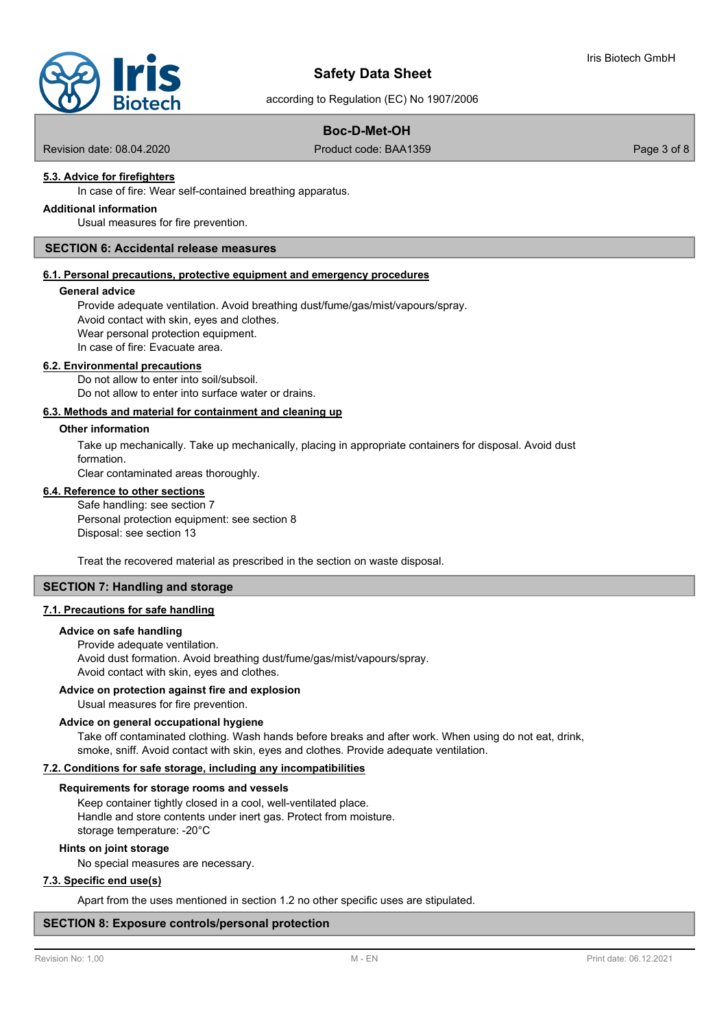#### 5.3. Advice for firefighters

In case of fire: Wear self-contained breathing apparatus.

**Additional information**

Usual measures for fire prevention.

## SECTION 6: Accidental release measures

#### 6.1. Personal precautions, protective equipment and emergency procedures

**General advice**

Provide adequate ventilation. Avoid breathing dust/fume/gas/mist/vapours/spray.
Avoid contact with skin, eyes and clothes.
Wear personal protection equipment.
In case of fire: Evacuate area.

#### 6.2. Environmental precautions

Do not allow to enter into soil/subsoil.
Do not allow to enter into surface water or drains.

#### 6.3. Methods and material for containment and cleaning up

**Other information**

Take up mechanically. Take up mechanically, placing in appropriate containers for disposal. Avoid dust formation.
Clear contaminated areas thoroughly.

#### 6.4. Reference to other sections

Safe handling: see section 7
Personal protection equipment: see section 8
Disposal: see section 13

Treat the recovered material as prescribed in the section on waste disposal.

## SECTION 7: Handling and storage

#### 7.1. Precautions for safe handling

**Advice on safe handling**

Provide adequate ventilation.
Avoid dust formation. Avoid breathing dust/fume/gas/mist/vapours/spray.
Avoid contact with skin, eyes and clothes.

**Advice on protection against fire and explosion**

Usual measures for fire prevention.

**Advice on general occupational hygiene**

Take off contaminated clothing. Wash hands before breaks and after work. When using do not eat, drink, smoke, sniff. Avoid contact with skin, eyes and clothes. Provide adequate ventilation.

#### 7.2. Conditions for safe storage, including any incompatibilities

**Requirements for storage rooms and vessels**

Keep container tightly closed in a cool, well-ventilated place.
Handle and store contents under inert gas. Protect from moisture.
storage temperature: -20°C

**Hints on joint storage**

No special measures are necessary.

#### 7.3. Specific end use(s)

Apart from the uses mentioned in section 1.2 no other specific uses are stipulated.

## SECTION 8: Exposure controls/personal protection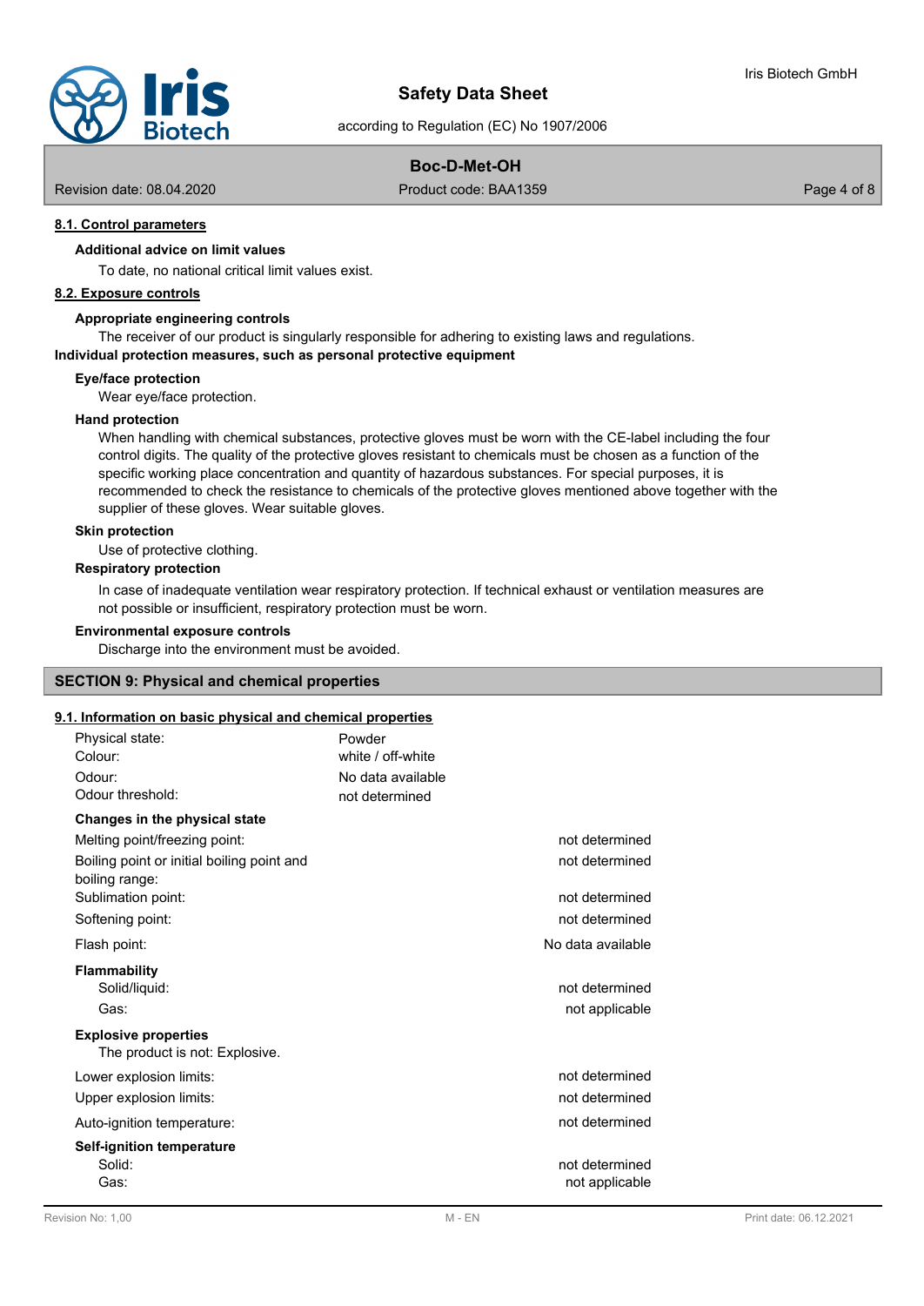### 8.1. Control parameters

**Additional advice on limit values**

To date, no national critical limit values exist.

### 8.2. Exposure controls

**Appropriate engineering controls**

The receiver of our product is singularly responsible for adhering to existing laws and regulations.

**Individual protection measures, such as personal protective equipment**

**Eye/face protection**

Wear eye/face protection.

**Hand protection**

When handling with chemical substances, protective gloves must be worn with the CE-label including the four control digits. The quality of the protective gloves resistant to chemicals must be chosen as a function of the specific working place concentration and quantity of hazardous substances. For special purposes, it is recommended to check the resistance to chemicals of the protective gloves mentioned above together with the supplier of these gloves. Wear suitable gloves.

**Skin protection**

Use of protective clothing.

**Respiratory protection**

In case of inadequate ventilation wear respiratory protection. If technical exhaust or ventilation measures are not possible or insufficient, respiratory protection must be worn.

**Environmental exposure controls**

Discharge into the environment must be avoided.

## SECTION 9: Physical and chemical properties

### 9.1. Information on basic physical and chemical properties

| | |
|---|---|
| Physical state: | Powder |
| Colour: | white / off-white |
| Odour: | No data available |
| Odour threshold: | not determined |

**Changes in the physical state**

| | |
|---|---|
| Melting point/freezing point: | not determined |
| Boiling point or initial boiling point and boiling range: | not determined |
| Sublimation point: | not determined |
| Softening point: | not determined |
| Flash point: | No data available |

**Flammability**

| | |
|---|---|
| Solid/liquid: | not determined |
| Gas: | not applicable |

**Explosive properties**

The product is not: Explosive.

| | |
|---|---|
| Lower explosion limits: | not determined |
| Upper explosion limits: | not determined |
| Auto-ignition temperature: | not determined |

**Self-ignition temperature**

| | |
|---|---|
| Solid: | not determined |
| Gas: | not applicable |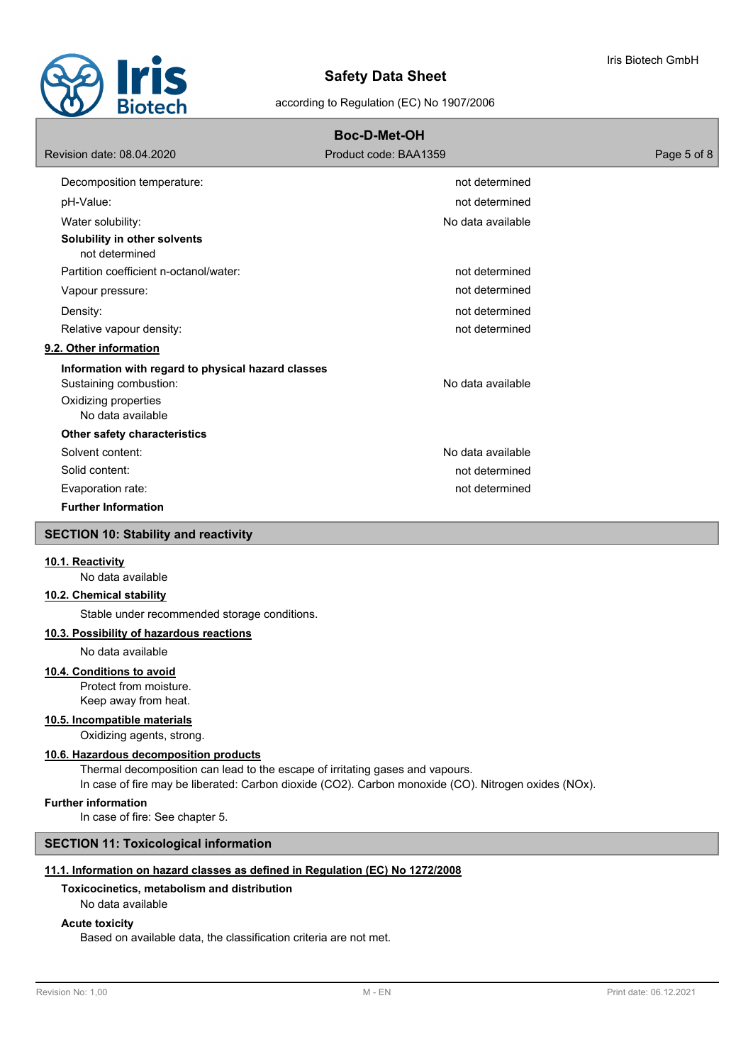| | |
|---|---|
| Decomposition temperature: | not determined |
| pH-Value: | not determined |
| Water solubility: | No data available |

**Solubility in other solvents**

not determined

| | |
|---|---|
| Partition coefficient n-octanol/water: | not determined |
| Vapour pressure: | not determined |
| Density: | not determined |
| Relative vapour density: | not determined |

**9.2. Other information**

**Information with regard to physical hazard classes**

| | |
|---|---|
| Sustaining combustion: | No data available |

Oxidizing properties

No data available

**Other safety characteristics**

| | |
|---|---|
| Solvent content: | No data available |
| Solid content: | not determined |
| Evaporation rate: | not determined |

**Further Information**

## SECTION 10: Stability and reactivity

**10.1. Reactivity**

No data available

**10.2. Chemical stability**

Stable under recommended storage conditions.

**10.3. Possibility of hazardous reactions**

No data available

**10.4. Conditions to avoid**

Protect from moisture.
Keep away from heat.

**10.5. Incompatible materials**

Oxidizing agents, strong.

**10.6. Hazardous decomposition products**

Thermal decomposition can lead to the escape of irritating gases and vapours.
In case of fire may be liberated: Carbon dioxide ($CO_2$). Carbon monoxide (CO). Nitrogen oxides ($NO_x$).

**Further information**

In case of fire: See chapter 5.

## SECTION 11: Toxicological information

**11.1. Information on hazard classes as defined in Regulation (EC) No 1272/2008**

**Toxicocinetics, metabolism and distribution**

No data available

**Acute toxicity**

Based on available data, the classification criteria are not met.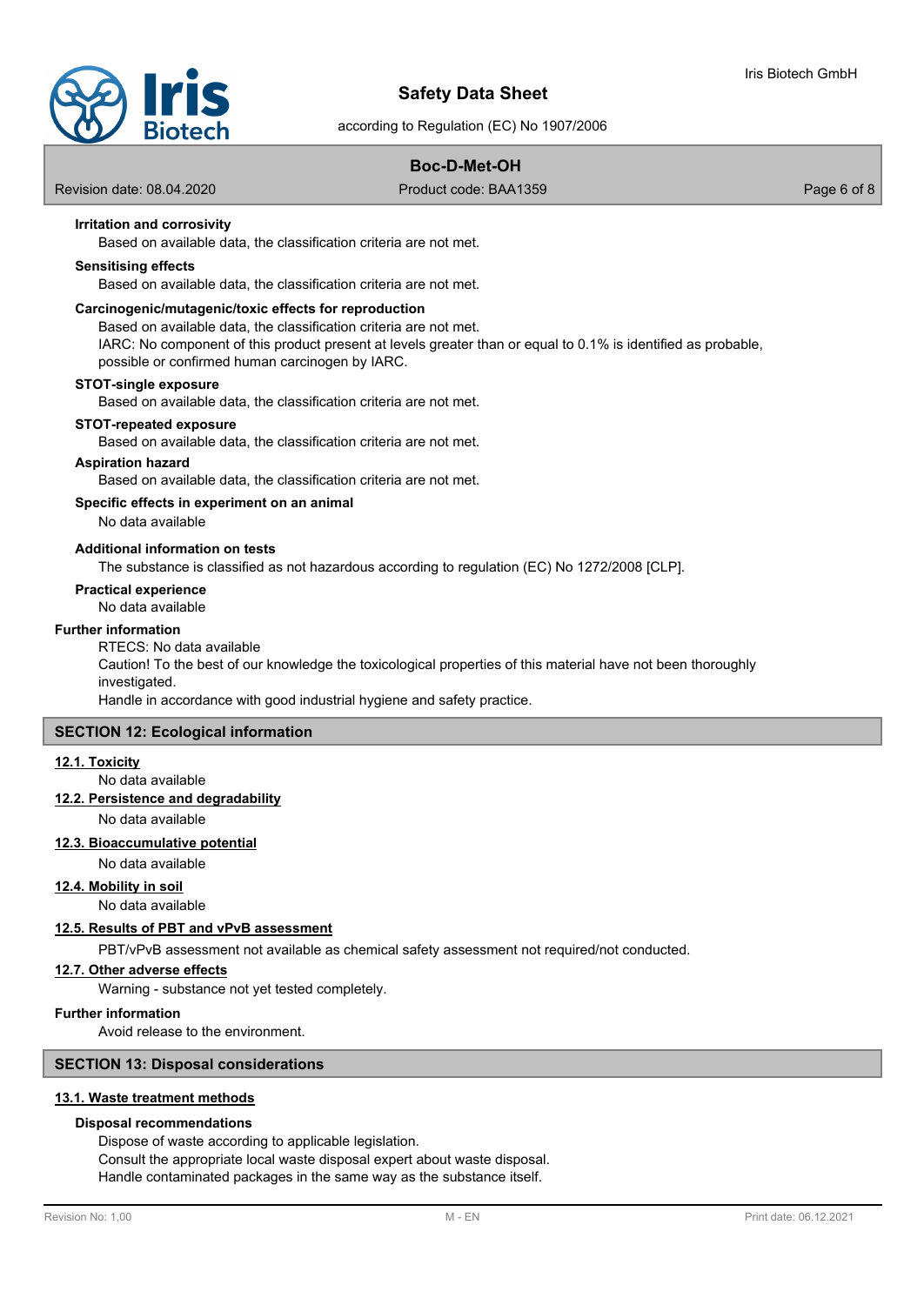#### Irritation and corrosivity

Based on available data, the classification criteria are not met.

#### Sensitising effects

Based on available data, the classification criteria are not met.

#### Carcinogenic/mutagenic/toxic effects for reproduction

Based on available data, the classification criteria are not met.
IARC: No component of this product present at levels greater than or equal to 0.1% is identified as probable, possible or confirmed human carcinogen by IARC.

#### STOT-single exposure

Based on available data, the classification criteria are not met.

#### STOT-repeated exposure

Based on available data, the classification criteria are not met.

#### Aspiration hazard

Based on available data, the classification criteria are not met.

#### Specific effects in experiment on an animal

No data available

#### Additional information on tests

The substance is classified as not hazardous according to regulation (EC) No 1272/2008 [CLP].

#### Practical experience

No data available

### Further information

RTECS: No data available
Caution! To the best of our knowledge the toxicological properties of this material have not been thoroughly investigated.
Handle in accordance with good industrial hygiene and safety practice.

## SECTION 12: Ecological information

### 12.1. Toxicity

No data available

### 12.2. Persistence and degradability

No data available

### 12.3. Bioaccumulative potential

No data available

### 12.4. Mobility in soil

No data available

### 12.5. Results of PBT and vPvB assessment

PBT/vPvB assessment not available as chemical safety assessment not required/not conducted.

### 12.7. Other adverse effects

Warning - substance not yet tested completely.

### Further information

Avoid release to the environment.

## SECTION 13: Disposal considerations

### 13.1. Waste treatment methods

#### Disposal recommendations

Dispose of waste according to applicable legislation.
Consult the appropriate local waste disposal expert about waste disposal.
Handle contaminated packages in the same way as the substance itself.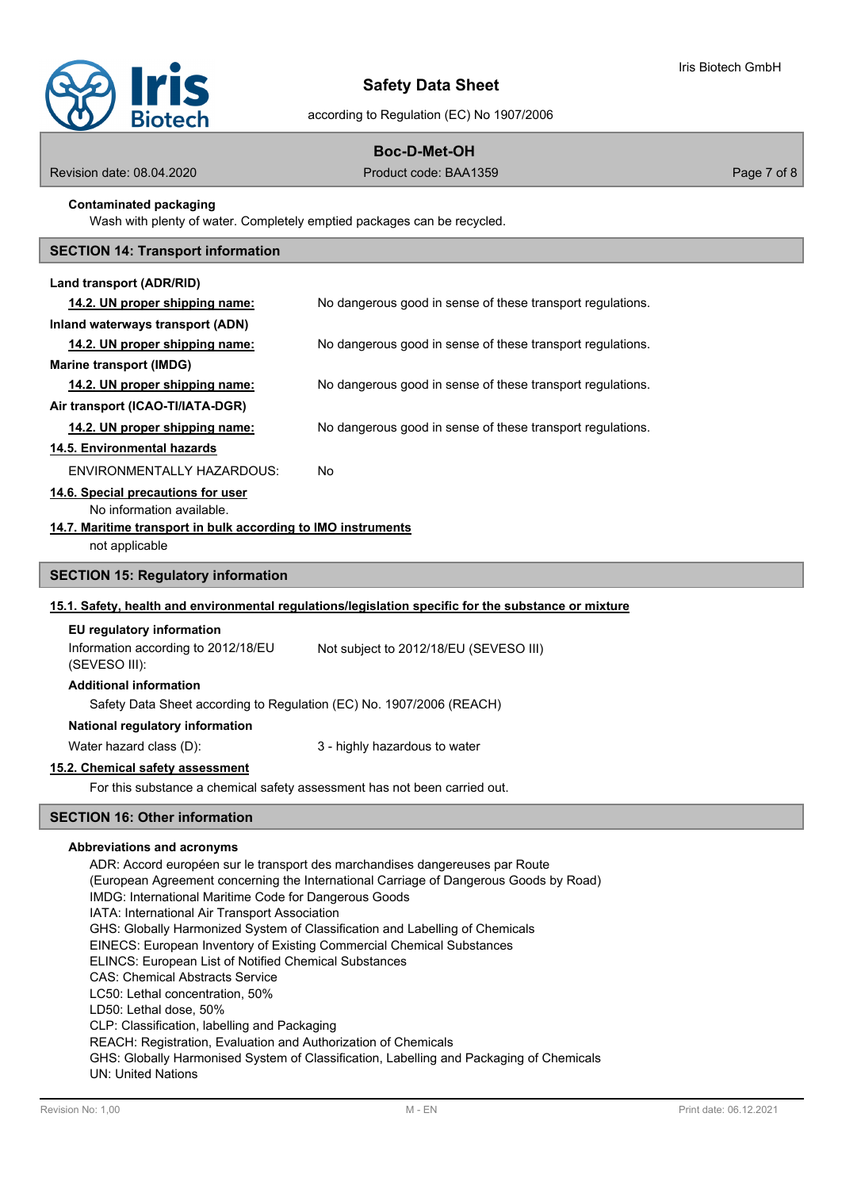**Contaminated packaging**

Wash with plenty of water. Completely emptied packages can be recycled.

## SECTION 14: Transport information

**Land transport (ADR/RID)**

**14.2. UN proper shipping name:** No dangerous good in sense of these transport regulations.

**Inland waterways transport (ADN)**

**14.2. UN proper shipping name:** No dangerous good in sense of these transport regulations.

**Marine transport (IMDG)**

**14.2. UN proper shipping name:** No dangerous good in sense of these transport regulations.

**Air transport (ICAO-TI/IATA-DGR)**

**14.2. UN proper shipping name:** No dangerous good in sense of these transport regulations.

**14.5. Environmental hazards**

ENVIRONMENTALLY HAZARDOUS: No

**14.6. Special precautions for user**

No information available.

**14.7. Maritime transport in bulk according to IMO instruments**

not applicable

## SECTION 15: Regulatory information

**15.1. Safety, health and environmental regulations/legislation specific for the substance or mixture**

**EU regulatory information**

Information according to 2012/18/EU (SEVESO III): Not subject to 2012/18/EU (SEVESO III)

**Additional information**

Safety Data Sheet according to Regulation (EC) No. 1907/2006 (REACH)

**National regulatory information**

Water hazard class (D): 3 - highly hazardous to water

**15.2. Chemical safety assessment**

For this substance a chemical safety assessment has not been carried out.

## SECTION 16: Other information

**Abbreviations and acronyms**

ADR: Accord européen sur le transport des marchandises dangereuses par Route
(European Agreement concerning the International Carriage of Dangerous Goods by Road)
IMDG: International Maritime Code for Dangerous Goods
IATA: International Air Transport Association
GHS: Globally Harmonized System of Classification and Labelling of Chemicals
EINECS: European Inventory of Existing Commercial Chemical Substances
ELINCS: European List of Notified Chemical Substances
CAS: Chemical Abstracts Service
LC50: Lethal concentration, 50%
LD50: Lethal dose, 50%
CLP: Classification, labelling and Packaging
REACH: Registration, Evaluation and Authorization of Chemicals
GHS: Globally Harmonised System of Classification, Labelling and Packaging of Chemicals
UN: United Nations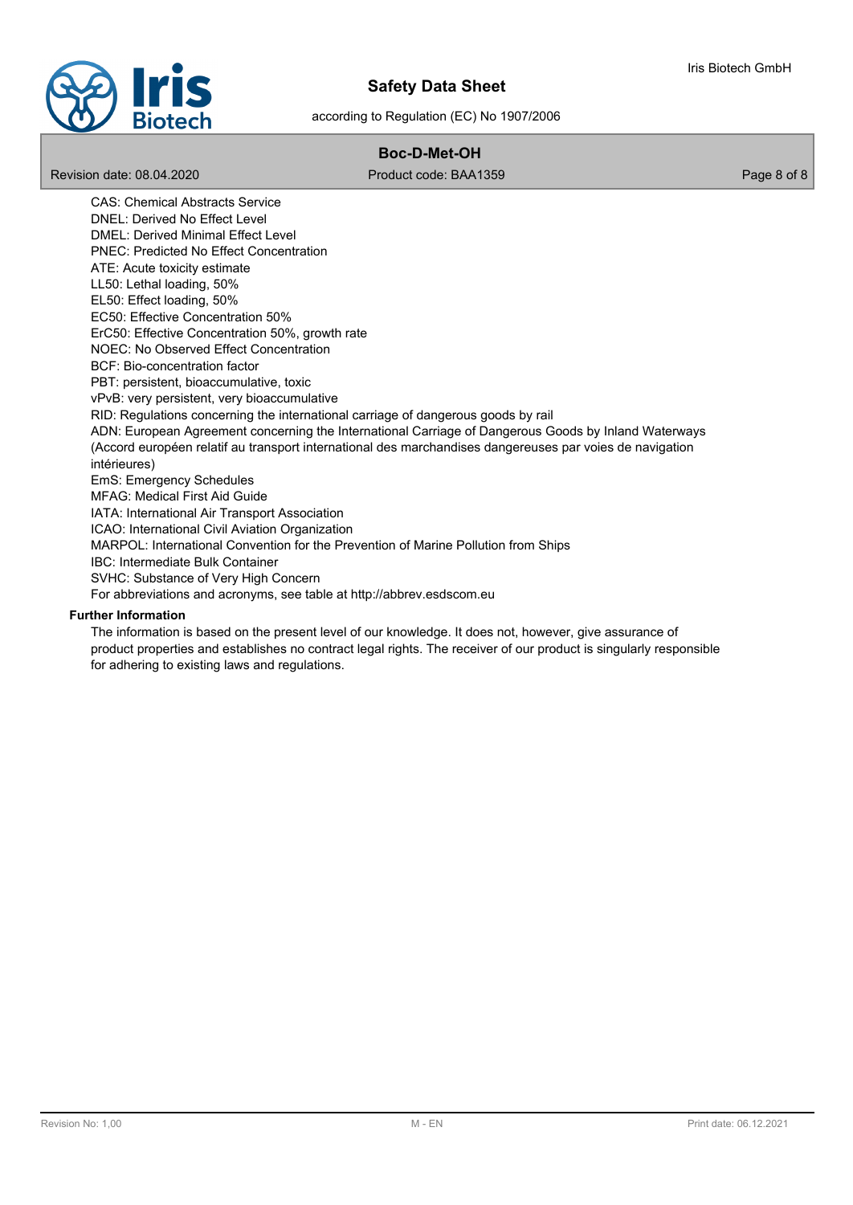CAS: Chemical Abstracts Service
DNEL: Derived No Effect Level
DMEL: Derived Minimal Effect Level
PNEC: Predicted No Effect Concentration
ATE: Acute toxicity estimate
LL50: Lethal loading, 50%
EL50: Effect loading, 50%
EC50: Effective Concentration 50%
ErC50: Effective Concentration 50%, growth rate
NOEC: No Observed Effect Concentration
BCF: Bio-concentration factor
PBT: persistent, bioaccumulative, toxic
vPvB: very persistent, very bioaccumulative
RID: Regulations concerning the international carriage of dangerous goods by rail
ADN: European Agreement concerning the International Carriage of Dangerous Goods by Inland Waterways (Accord européen relatif au transport international des marchandises dangereuses par voies de navigation intérieures)
EmS: Emergency Schedules
MFAG: Medical First Aid Guide
IATA: International Air Transport Association
ICAO: International Civil Aviation Organization
MARPOL: International Convention for the Prevention of Marine Pollution from Ships
IBC: Intermediate Bulk Container
SVHC: Substance of Very High Concern
For abbreviations and acronyms, see table at http://abbrev.esdscom.eu

**Further Information**

The information is based on the present level of our knowledge. It does not, however, give assurance of product properties and establishes no contract legal rights. The receiver of our product is singularly responsible for adhering to existing laws and regulations.